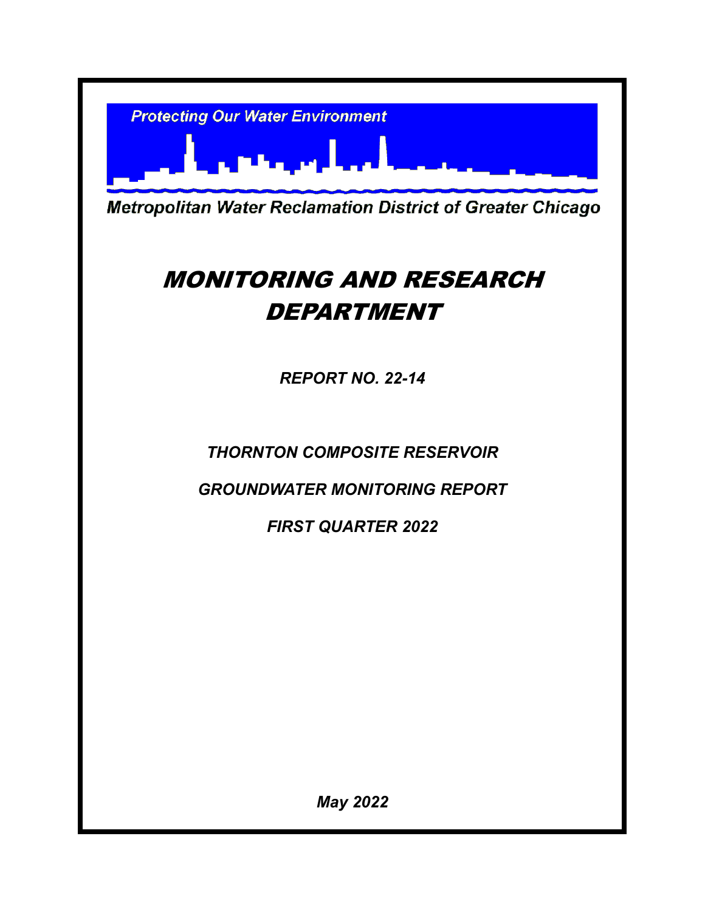Protecting Our Water Environment

Metropolitan Water Reclamation District of Greater Chicago

# *MONITORING AND RESEARCH DEPARTMENT*

***REPORT NO. 22-14***

***THORNTON COMPOSITE RESERVOIR***

***GROUNDWATER MONITORING REPORT***

***FIRST QUARTER 2022***

***May 2022***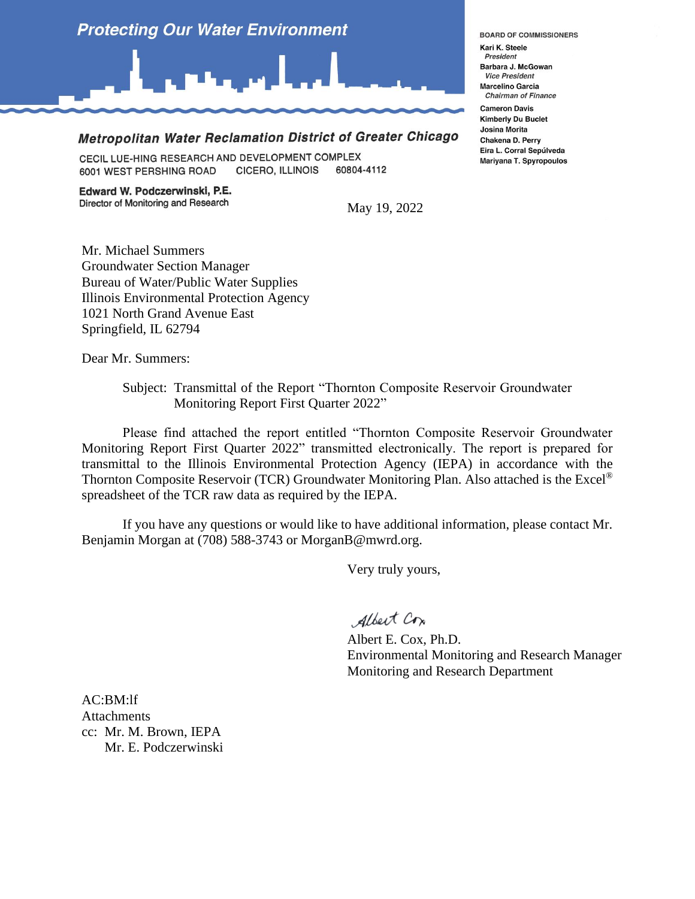Protecting Our Water Environment

**Metropolitan Water Reclamation District of Greater Chicago**

CECIL LUE-HING RESEARCH AND DEVELOPMENT COMPLEX
6001 WEST PERSHING ROAD CICERO, ILLINOIS 60804-4112

**Edward W. Podczerwinski, P.E.**
Director of Monitoring and Research

BOARD OF COMMISSIONERS
Kari K. Steele
*President*
Barbara J. McGowan
*Vice President*
Marcelino Garcia
*Chairman of Finance*
Cameron Davis
Kimberly Du Buclet
Josina Morita
Chakena D. Perry
Eira L. Corral Sepúlveda
Mariyana T. Spyropoulos

May 19, 2022

Mr. Michael Summers
Groundwater Section Manager
Bureau of Water/Public Water Supplies
Illinois Environmental Protection Agency
1021 North Grand Avenue East
Springfield, IL 62794

Dear Mr. Summers:

Subject: Transmittal of the Report "Thornton Composite Reservoir Groundwater Monitoring Report First Quarter 2022"

Please find attached the report entitled "Thornton Composite Reservoir Groundwater Monitoring Report First Quarter 2022" transmitted electronically. The report is prepared for transmittal to the Illinois Environmental Protection Agency (IEPA) in accordance with the Thornton Composite Reservoir (TCR) Groundwater Monitoring Plan. Also attached is the Excel® spreadsheet of the TCR raw data as required by the IEPA.

If you have any questions or would like to have additional information, please contact Mr. Benjamin Morgan at (708) 588-3743 or MorganB@mwrd.org.

Very truly yours,

Albert Cox

Albert E. Cox, Ph.D.
Environmental Monitoring and Research Manager
Monitoring and Research Department

AC:BM:lf
Attachments
cc: Mr. M. Brown, IEPA
Mr. E. Podczerwinski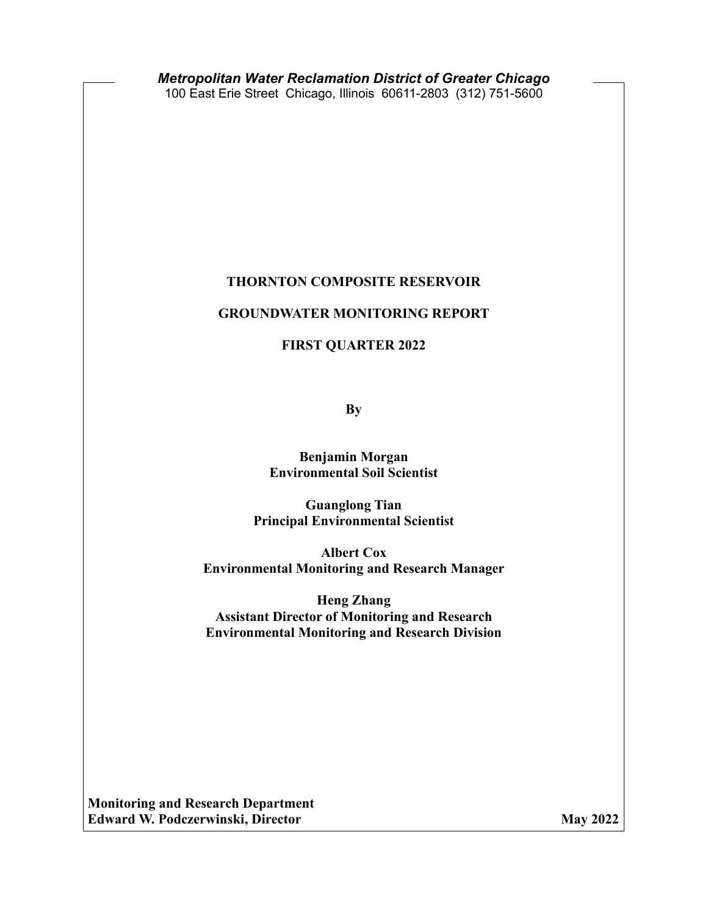*Metropolitan Water Reclamation District of Greater Chicago*

100 East Erie Street Chicago, Illinois 60611-2803 (312) 751-5600

# THORNTON COMPOSITE RESERVOIR

# GROUNDWATER MONITORING REPORT

# FIRST QUARTER 2022

**By**

**Benjamin Morgan**
**Environmental Soil Scientist**

**Guanglong Tian**
**Principal Environmental Scientist**

**Albert Cox**
**Environmental Monitoring and Research Manager**

**Heng Zhang**
**Assistant Director of Monitoring and Research**
**Environmental Monitoring and Research Division**

**Monitoring and Research Department**
**Edward W. Podczerwinski, Director**

**May 2022**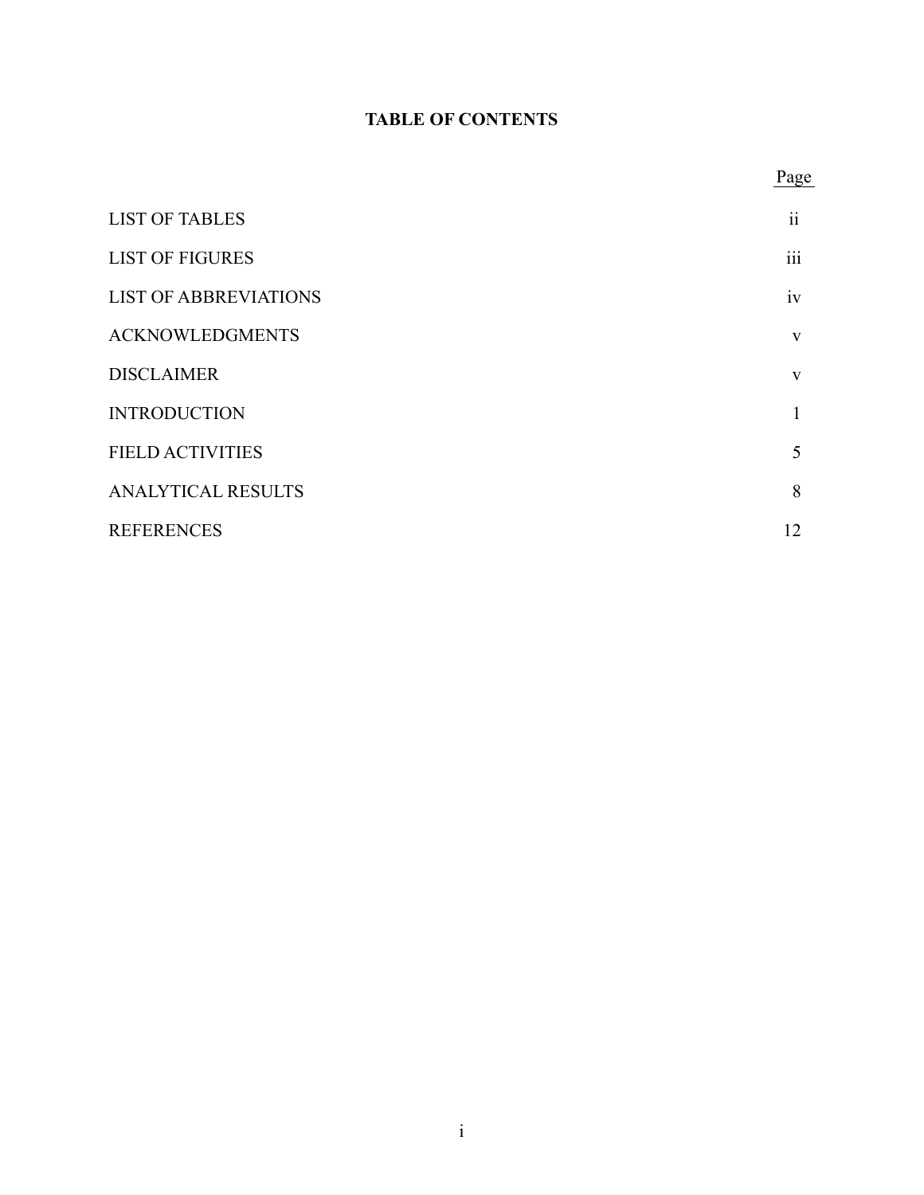# TABLE OF CONTENTS

| | Page |
|---|---|
| LIST OF TABLES | ii |
| LIST OF FIGURES | iii |
| LIST OF ABBREVIATIONS | iv |
| ACKNOWLEDGMENTS | v |
| DISCLAIMER | v |
| INTRODUCTION | 1 |
| FIELD ACTIVITIES | 5 |
| ANALYTICAL RESULTS | 8 |
| REFERENCES | 12 |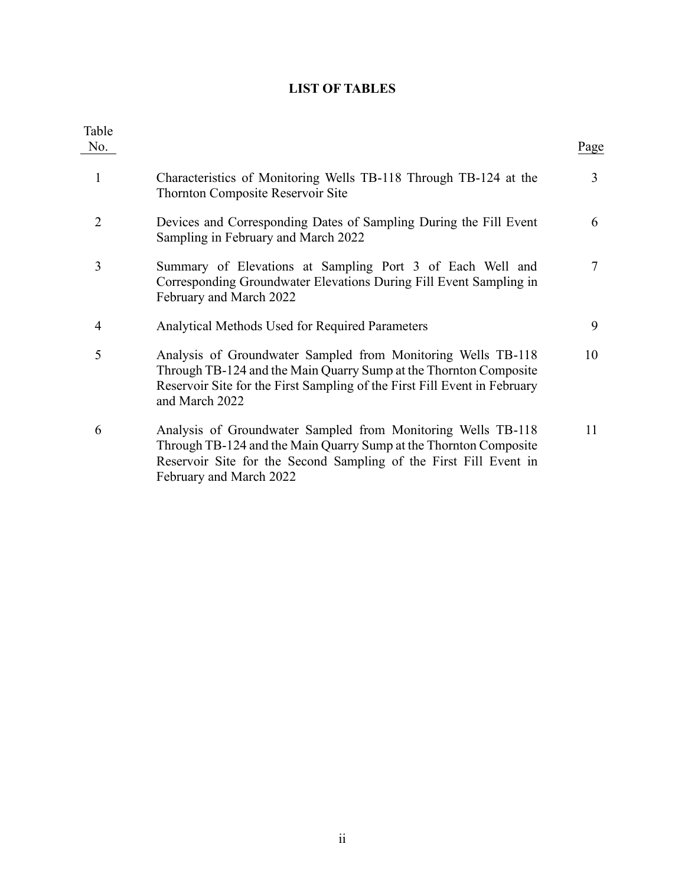# LIST OF TABLES

| Table No. | | Page |
|---|---|---|
| 1 | Characteristics of Monitoring Wells TB-118 Through TB-124 at the Thornton Composite Reservoir Site | 3 |
| 2 | Devices and Corresponding Dates of Sampling During the Fill Event Sampling in February and March 2022 | 6 |
| 3 | Summary of Elevations at Sampling Port 3 of Each Well and Corresponding Groundwater Elevations During Fill Event Sampling in February and March 2022 | 7 |
| 4 | Analytical Methods Used for Required Parameters | 9 |
| 5 | Analysis of Groundwater Sampled from Monitoring Wells TB-118 Through TB-124 and the Main Quarry Sump at the Thornton Composite Reservoir Site for the First Sampling of the First Fill Event in February and March 2022 | 10 |
| 6 | Analysis of Groundwater Sampled from Monitoring Wells TB-118 Through TB-124 and the Main Quarry Sump at the Thornton Composite Reservoir Site for the Second Sampling of the First Fill Event in February and March 2022 | 11 |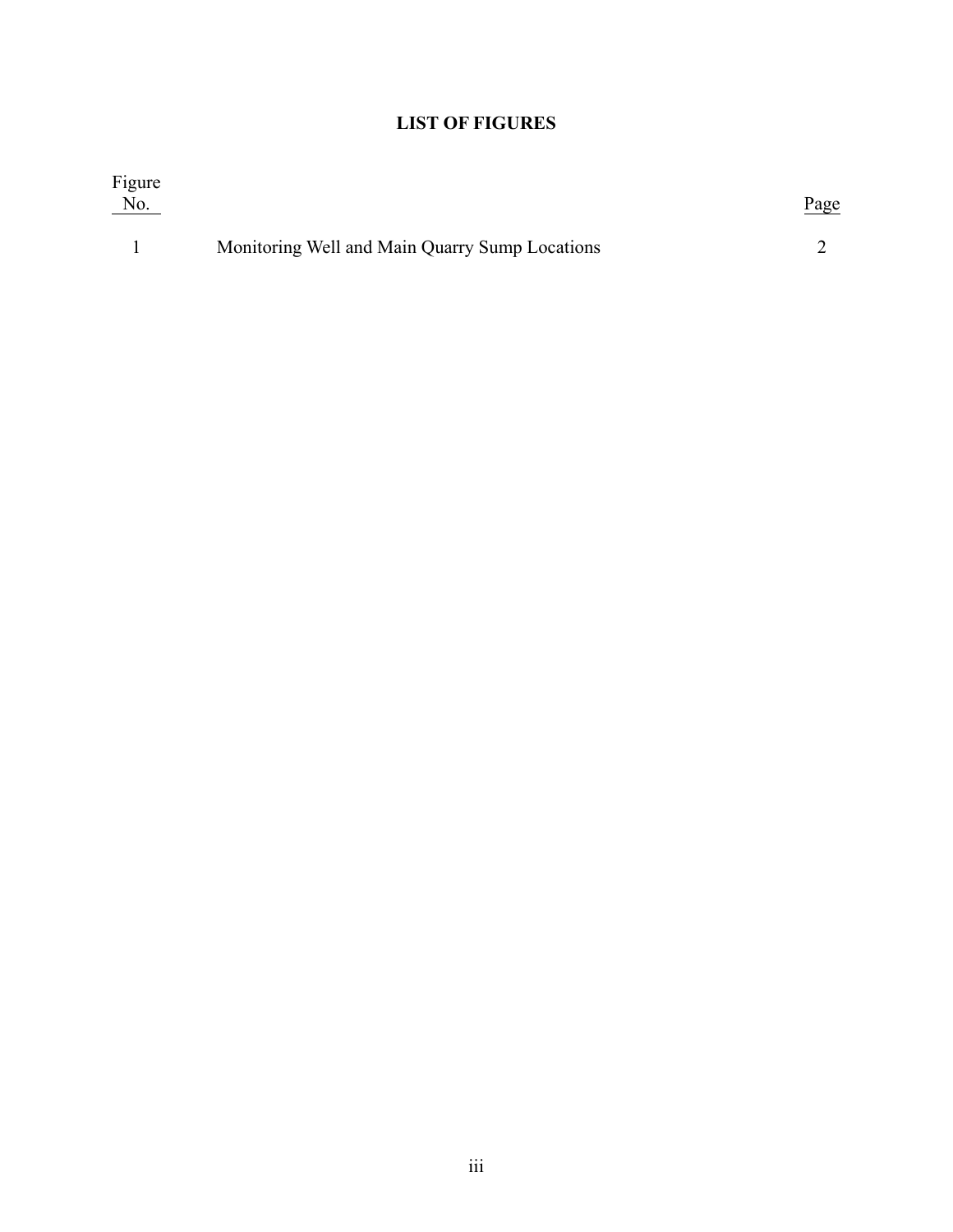# LIST OF FIGURES

| Figure No. | | Page |
|---|---|---|
| 1 | Monitoring Well and Main Quarry Sump Locations | 2 |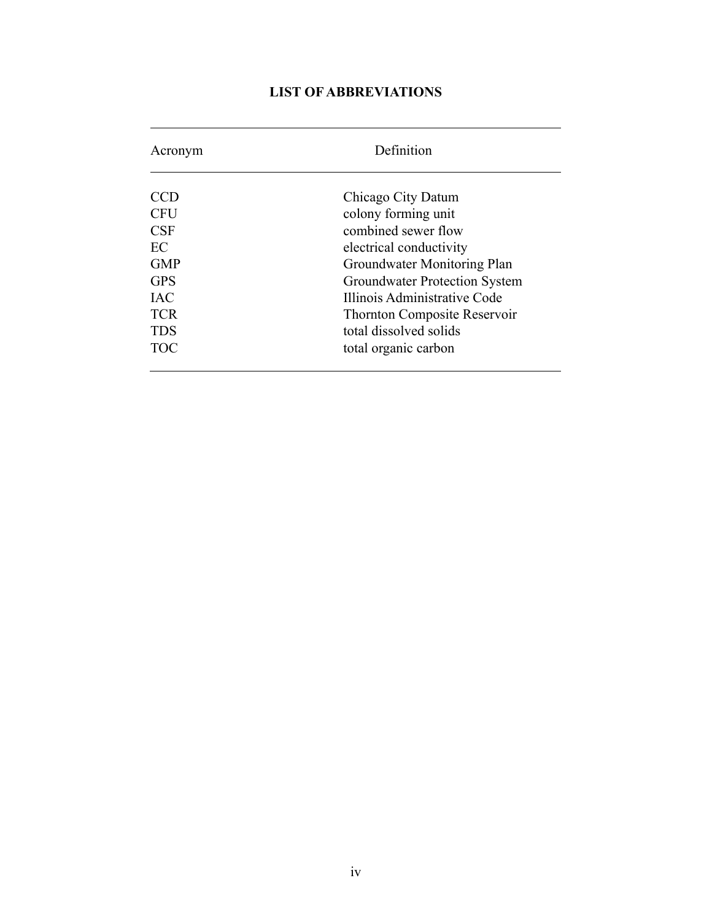# LIST OF ABBREVIATIONS

| Acronym | Definition |
|---|---|
| CCD | Chicago City Datum |
| CFU | colony forming unit |
| CSF | combined sewer flow |
| EC | electrical conductivity |
| GMP | Groundwater Monitoring Plan |
| GPS | Groundwater Protection System |
| IAC | Illinois Administrative Code |
| TCR | Thornton Composite Reservoir |
| TDS | total dissolved solids |
| TOC | total organic carbon |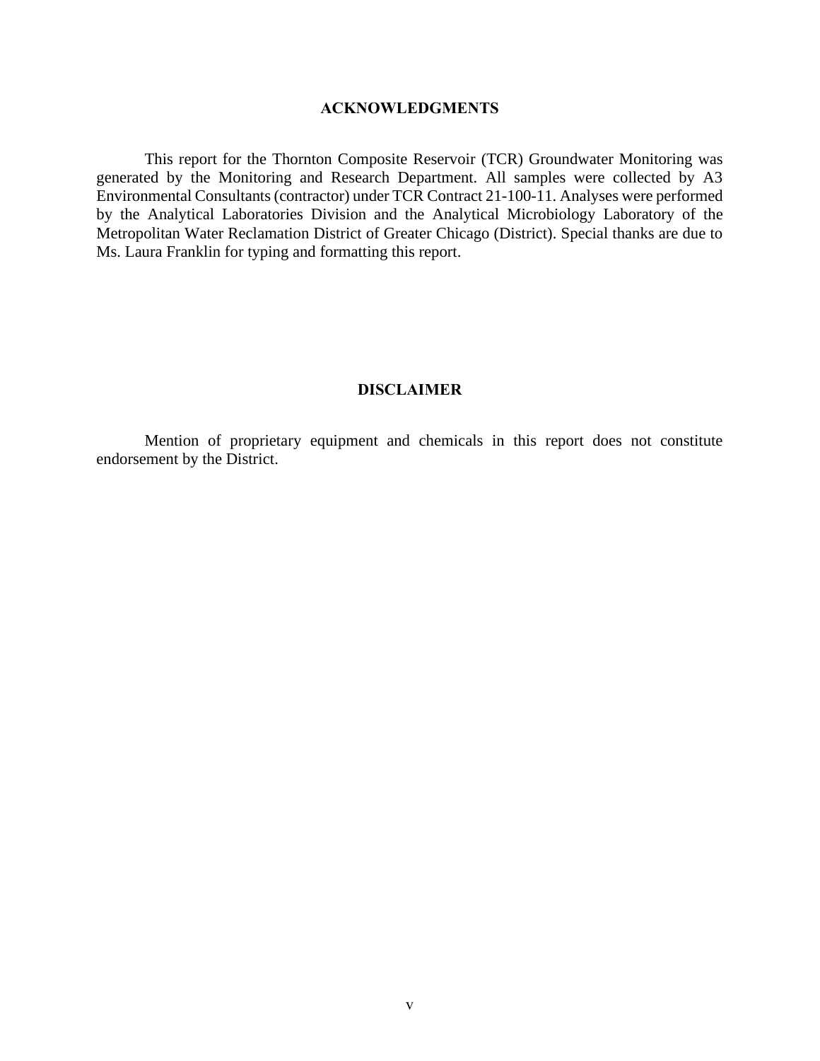## ACKNOWLEDGMENTS

This report for the Thornton Composite Reservoir (TCR) Groundwater Monitoring was generated by the Monitoring and Research Department. All samples were collected by A3 Environmental Consultants (contractor) under TCR Contract 21-100-11. Analyses were performed by the Analytical Laboratories Division and the Analytical Microbiology Laboratory of the Metropolitan Water Reclamation District of Greater Chicago (District). Special thanks are due to Ms. Laura Franklin for typing and formatting this report.

## DISCLAIMER

Mention of proprietary equipment and chemicals in this report does not constitute endorsement by the District.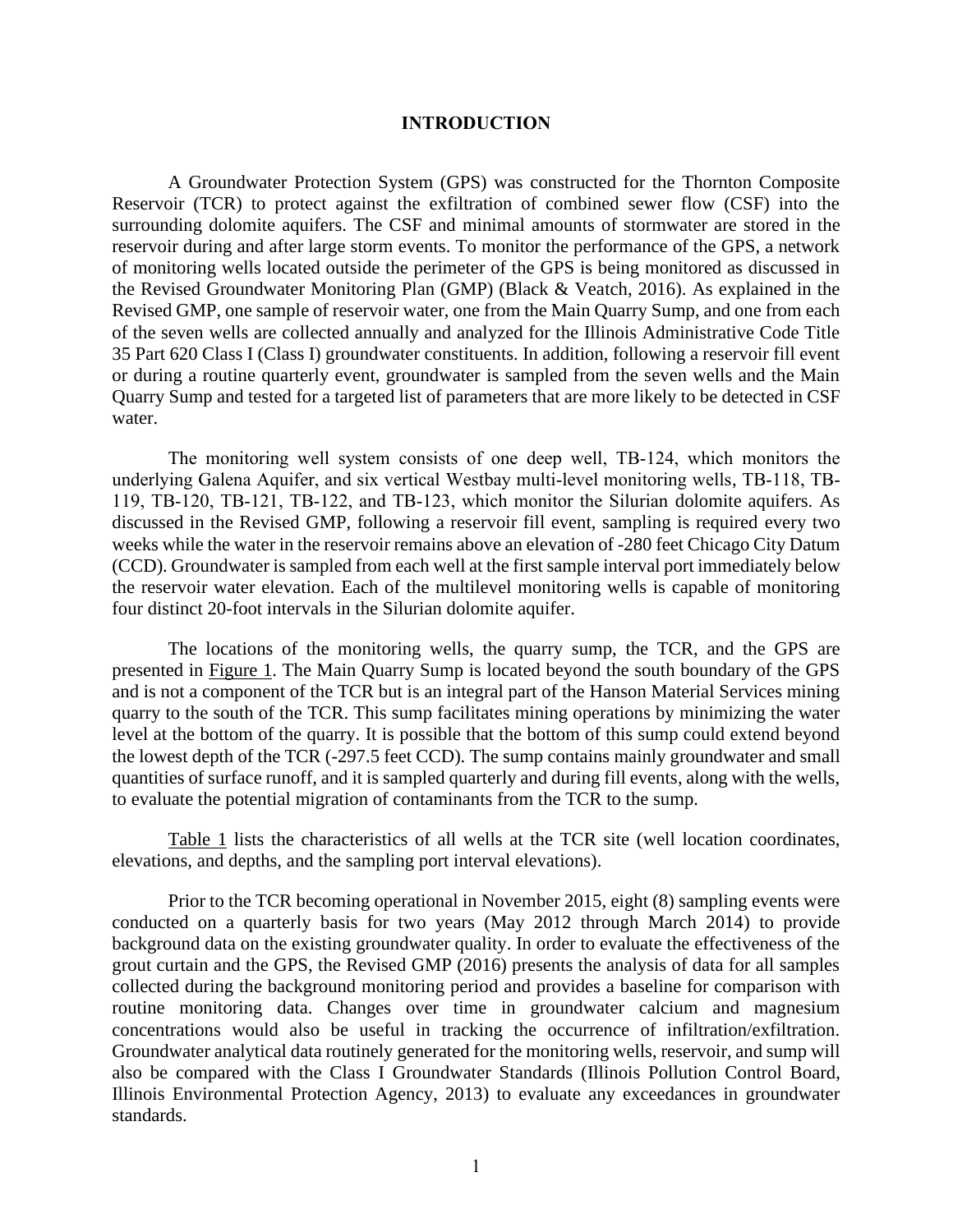# INTRODUCTION

A Groundwater Protection System (GPS) was constructed for the Thornton Composite Reservoir (TCR) to protect against the exfiltration of combined sewer flow (CSF) into the surrounding dolomite aquifers. The CSF and minimal amounts of stormwater are stored in the reservoir during and after large storm events. To monitor the performance of the GPS, a network of monitoring wells located outside the perimeter of the GPS is being monitored as discussed in the Revised Groundwater Monitoring Plan (GMP) (Black & Veatch, 2016). As explained in the Revised GMP, one sample of reservoir water, one from the Main Quarry Sump, and one from each of the seven wells are collected annually and analyzed for the Illinois Administrative Code Title 35 Part 620 Class I (Class I) groundwater constituents. In addition, following a reservoir fill event or during a routine quarterly event, groundwater is sampled from the seven wells and the Main Quarry Sump and tested for a targeted list of parameters that are more likely to be detected in CSF water.

The monitoring well system consists of one deep well, TB-124, which monitors the underlying Galena Aquifer, and six vertical Westbay multi-level monitoring wells, TB-118, TB-119, TB-120, TB-121, TB-122, and TB-123, which monitor the Silurian dolomite aquifers. As discussed in the Revised GMP, following a reservoir fill event, sampling is required every two weeks while the water in the reservoir remains above an elevation of -280 feet Chicago City Datum (CCD). Groundwater is sampled from each well at the first sample interval port immediately below the reservoir water elevation. Each of the multilevel monitoring wells is capable of monitoring four distinct 20-foot intervals in the Silurian dolomite aquifer.

The locations of the monitoring wells, the quarry sump, the TCR, and the GPS are presented in Figure 1. The Main Quarry Sump is located beyond the south boundary of the GPS and is not a component of the TCR but is an integral part of the Hanson Material Services mining quarry to the south of the TCR. This sump facilitates mining operations by minimizing the water level at the bottom of the quarry. It is possible that the bottom of this sump could extend beyond the lowest depth of the TCR (-297.5 feet CCD). The sump contains mainly groundwater and small quantities of surface runoff, and it is sampled quarterly and during fill events, along with the wells, to evaluate the potential migration of contaminants from the TCR to the sump.

Table 1 lists the characteristics of all wells at the TCR site (well location coordinates, elevations, and depths, and the sampling port interval elevations).

Prior to the TCR becoming operational in November 2015, eight (8) sampling events were conducted on a quarterly basis for two years (May 2012 through March 2014) to provide background data on the existing groundwater quality. In order to evaluate the effectiveness of the grout curtain and the GPS, the Revised GMP (2016) presents the analysis of data for all samples collected during the background monitoring period and provides a baseline for comparison with routine monitoring data. Changes over time in groundwater calcium and magnesium concentrations would also be useful in tracking the occurrence of infiltration/exfiltration. Groundwater analytical data routinely generated for the monitoring wells, reservoir, and sump will also be compared with the Class I Groundwater Standards (Illinois Pollution Control Board, Illinois Environmental Protection Agency, 2013) to evaluate any exceedances in groundwater standards.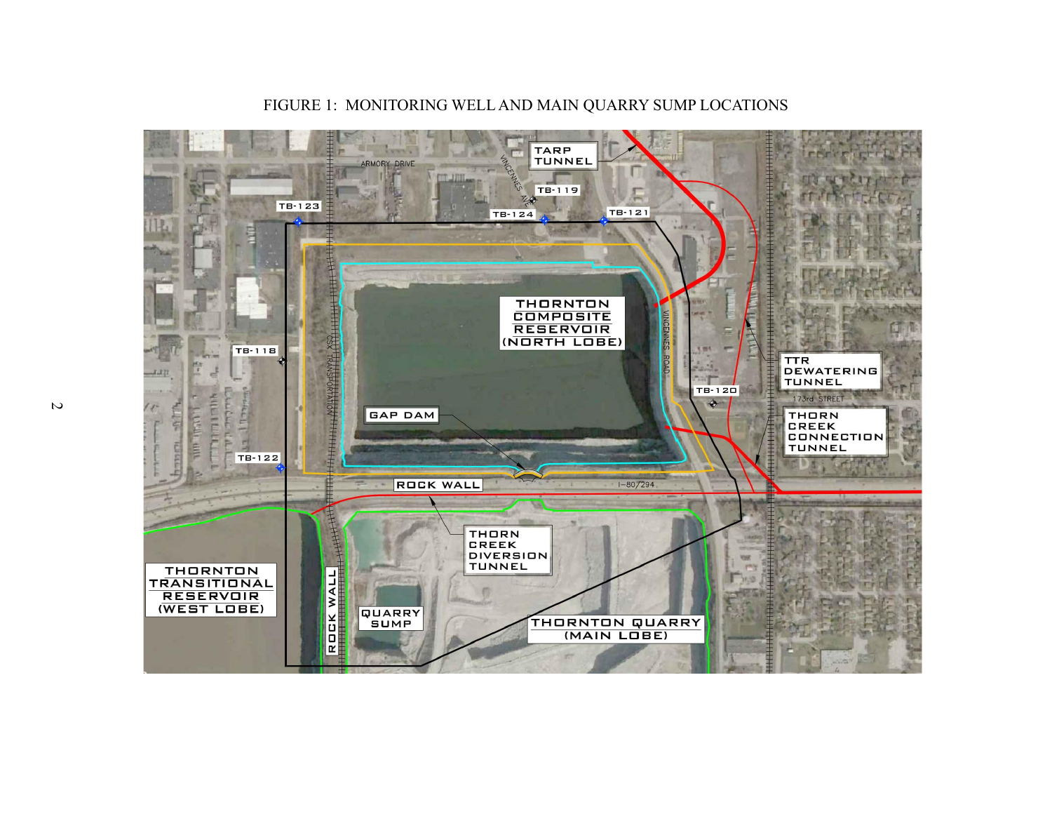FIGURE 1: MONITORING WELL AND MAIN QUARRY SUMP LOCATIONS

TARP TUNNEL

ARMORY DRIVE

VINCENNES AVE

TB-119

TB-123

TB-124

TB-121

THORNTON COMPOSITE RESERVOIR (NORTH LOBE)

TB-118

CSX TRANSPORTATION

VINCENNES ROAD

TTR DEWATERING TUNNEL

TB-120

173rd STREET

THORN CREEK CONNECTION TUNNEL

GAP DAM

TB-122

ROCK WALL

I-80/294

THORN CREEK DIVERSION TUNNEL

THORNTON TRANSITIONAL RESERVOIR (WEST LOBE)

ROCK WALL

QUARRY SUMP

THORNTON QUARRY (MAIN LOBE)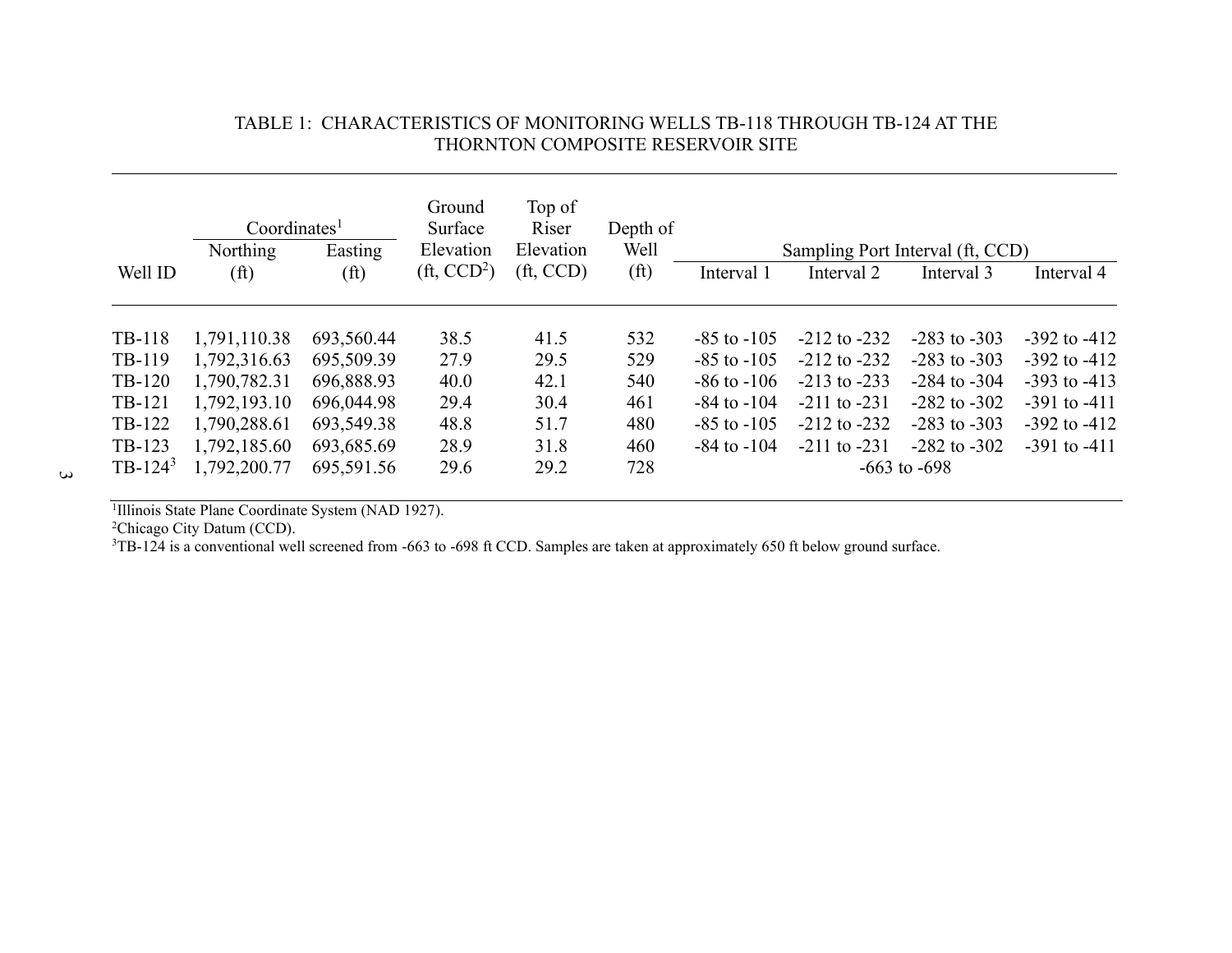TABLE 1: CHARACTERISTICS OF MONITORING WELLS TB-118 THROUGH TB-124 AT THE THORNTON COMPOSITE RESERVOIR SITE

| Well ID | Coordinates[1] Northing (ft) | Coordinates[1] Easting (ft) | Ground Surface Elevation (ft, CCD[2]) | Top of Riser Elevation (ft, CCD) | Depth of Well (ft) | Sampling Port Interval (ft, CCD) Interval 1 | Interval 2 | Interval 3 | Interval 4 |
|---|---|---|---|---|---|---|---|---|---|
| TB-118 | 1,791,110.38 | 693,560.44 | 38.5 | 41.5 | 532 | -85 to -105 | -212 to -232 | -283 to -303 | -392 to -412 |
| TB-119 | 1,792,316.63 | 695,509.39 | 27.9 | 29.5 | 529 | -85 to -105 | -212 to -232 | -283 to -303 | -392 to -412 |
| TB-120 | 1,790,782.31 | 696,888.93 | 40.0 | 42.1 | 540 | -86 to -106 | -213 to -233 | -284 to -304 | -393 to -413 |
| TB-121 | 1,792,193.10 | 696,044.98 | 29.4 | 30.4 | 461 | -84 to -104 | -211 to -231 | -282 to -302 | -391 to -411 |
| TB-122 | 1,790,288.61 | 693,549.38 | 48.8 | 51.7 | 480 | -85 to -105 | -212 to -232 | -283 to -303 | -392 to -412 |
| TB-123 | 1,792,185.60 | 693,685.69 | 28.9 | 31.8 | 460 | -84 to -104 | -211 to -231 | -282 to -302 | -391 to -411 |
| TB-124[3] | 1,792,200.77 | 695,591.56 | 29.6 | 29.2 | 728 | -663 to -698 | | | |

[1]Illinois State Plane Coordinate System (NAD 1927).
[2]Chicago City Datum (CCD).
[3]TB-124 is a conventional well screened from -663 to -698 ft CCD. Samples are taken at approximately 650 ft below ground surface.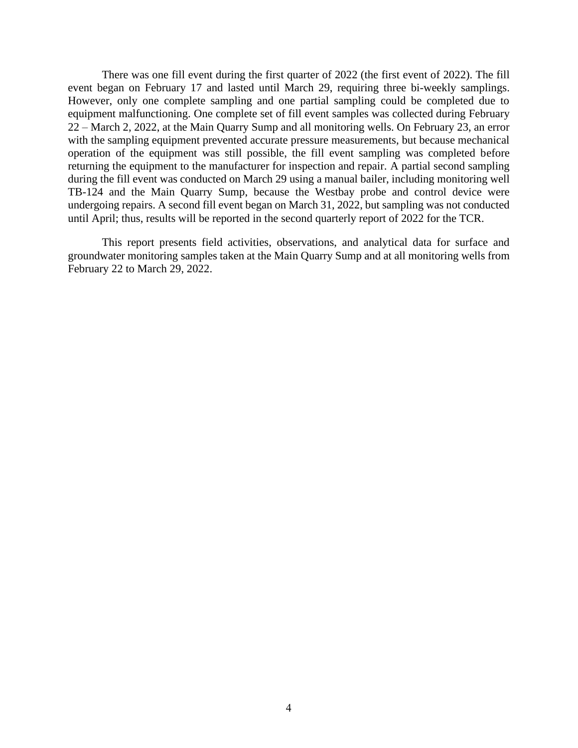There was one fill event during the first quarter of 2022 (the first event of 2022). The fill event began on February 17 and lasted until March 29, requiring three bi-weekly samplings. However, only one complete sampling and one partial sampling could be completed due to equipment malfunctioning. One complete set of fill event samples was collected during February 22 – March 2, 2022, at the Main Quarry Sump and all monitoring wells. On February 23, an error with the sampling equipment prevented accurate pressure measurements, but because mechanical operation of the equipment was still possible, the fill event sampling was completed before returning the equipment to the manufacturer for inspection and repair. A partial second sampling during the fill event was conducted on March 29 using a manual bailer, including monitoring well TB-124 and the Main Quarry Sump, because the Westbay probe and control device were undergoing repairs. A second fill event began on March 31, 2022, but sampling was not conducted until April; thus, results will be reported in the second quarterly report of 2022 for the TCR.

This report presents field activities, observations, and analytical data for surface and groundwater monitoring samples taken at the Main Quarry Sump and at all monitoring wells from February 22 to March 29, 2022.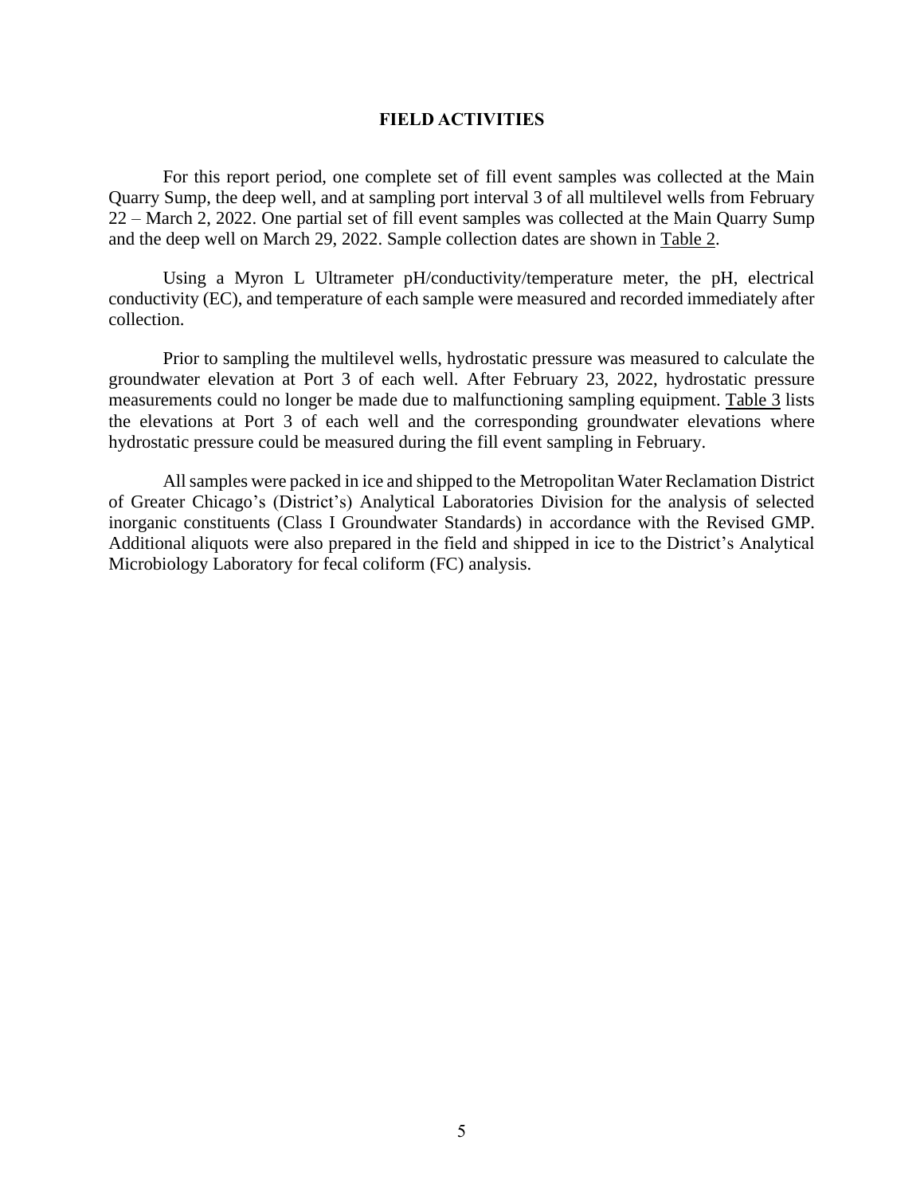## FIELD ACTIVITIES

For this report period, one complete set of fill event samples was collected at the Main Quarry Sump, the deep well, and at sampling port interval 3 of all multilevel wells from February 22 – March 2, 2022. One partial set of fill event samples was collected at the Main Quarry Sump and the deep well on March 29, 2022. Sample collection dates are shown in Table 2.

Using a Myron L Ultrameter pH/conductivity/temperature meter, the pH, electrical conductivity (EC), and temperature of each sample were measured and recorded immediately after collection.

Prior to sampling the multilevel wells, hydrostatic pressure was measured to calculate the groundwater elevation at Port 3 of each well. After February 23, 2022, hydrostatic pressure measurements could no longer be made due to malfunctioning sampling equipment. Table 3 lists the elevations at Port 3 of each well and the corresponding groundwater elevations where hydrostatic pressure could be measured during the fill event sampling in February.

All samples were packed in ice and shipped to the Metropolitan Water Reclamation District of Greater Chicago's (District's) Analytical Laboratories Division for the analysis of selected inorganic constituents (Class I Groundwater Standards) in accordance with the Revised GMP. Additional aliquots were also prepared in the field and shipped in ice to the District's Analytical Microbiology Laboratory for fecal coliform (FC) analysis.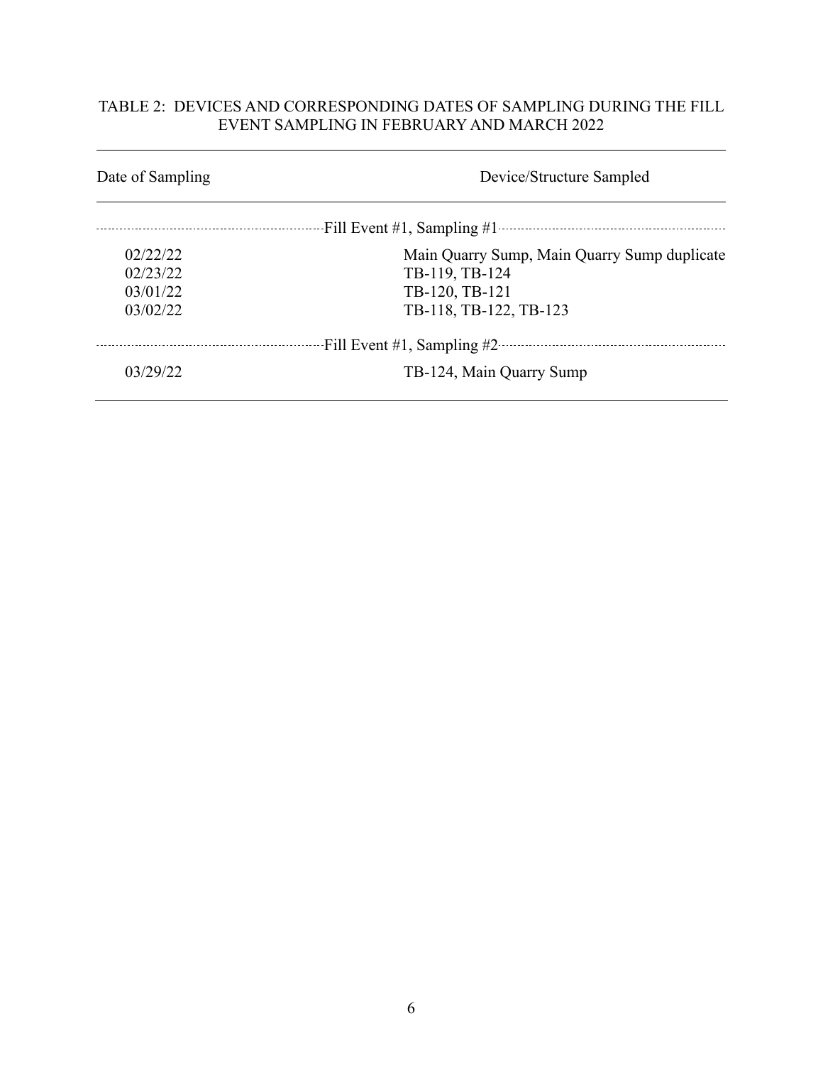TABLE 2: DEVICES AND CORRESPONDING DATES OF SAMPLING DURING THE FILL EVENT SAMPLING IN FEBRUARY AND MARCH 2022

| Date of Sampling | Device/Structure Sampled |
| --- | --- |
| Fill Event #1, Sampling #1 | |
| 02/22/22 | Main Quarry Sump, Main Quarry Sump duplicate |
| 02/23/22 | TB-119, TB-124 |
| 03/01/22 | TB-120, TB-121 |
| 03/02/22 | TB-118, TB-122, TB-123 |
| Fill Event #1, Sampling #2 | |
| 03/29/22 | TB-124, Main Quarry Sump |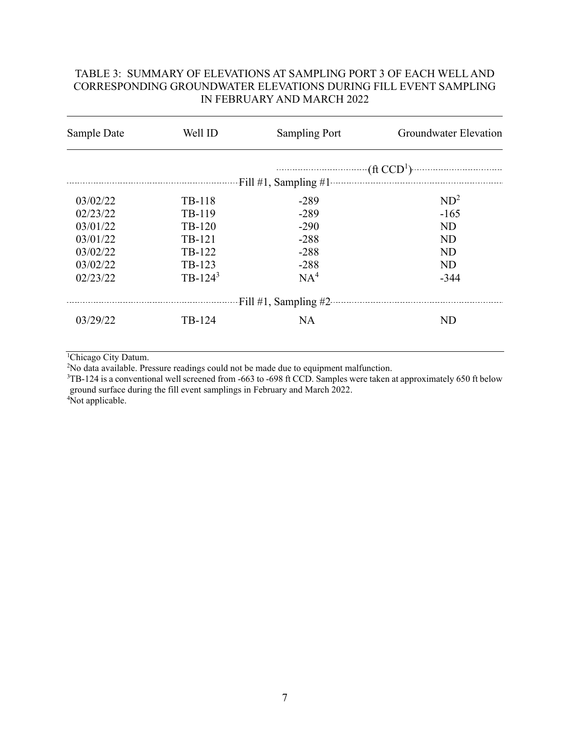TABLE 3: SUMMARY OF ELEVATIONS AT SAMPLING PORT 3 OF EACH WELL AND CORRESPONDING GROUNDWATER ELEVATIONS DURING FILL EVENT SAMPLING IN FEBRUARY AND MARCH 2022

| Sample Date | Well ID | Sampling Port | Groundwater Elevation |
|---|---|---|---|
| | | (ft CCD[1]) | |
| Fill #1, Sampling #1 | | | |
| 03/02/22 | TB-118 | -289 | ND[2] |
| 02/23/22 | TB-119 | -289 | -165 |
| 03/01/22 | TB-120 | -290 | ND |
| 03/01/22 | TB-121 | -288 | ND |
| 03/02/22 | TB-122 | -288 | ND |
| 03/02/22 | TB-123 | -288 | ND |
| 02/23/22 | TB-124[3] | NA[4] | -344 |
| Fill #1, Sampling #2 | | | |
| 03/29/22 | TB-124 | NA | ND |

[1]Chicago City Datum.
[2]No data available. Pressure readings could not be made due to equipment malfunction.
[3]TB-124 is a conventional well screened from -663 to -698 ft CCD. Samples were taken at approximately 650 ft below ground surface during the fill event samplings in February and March 2022.
[4]Not applicable.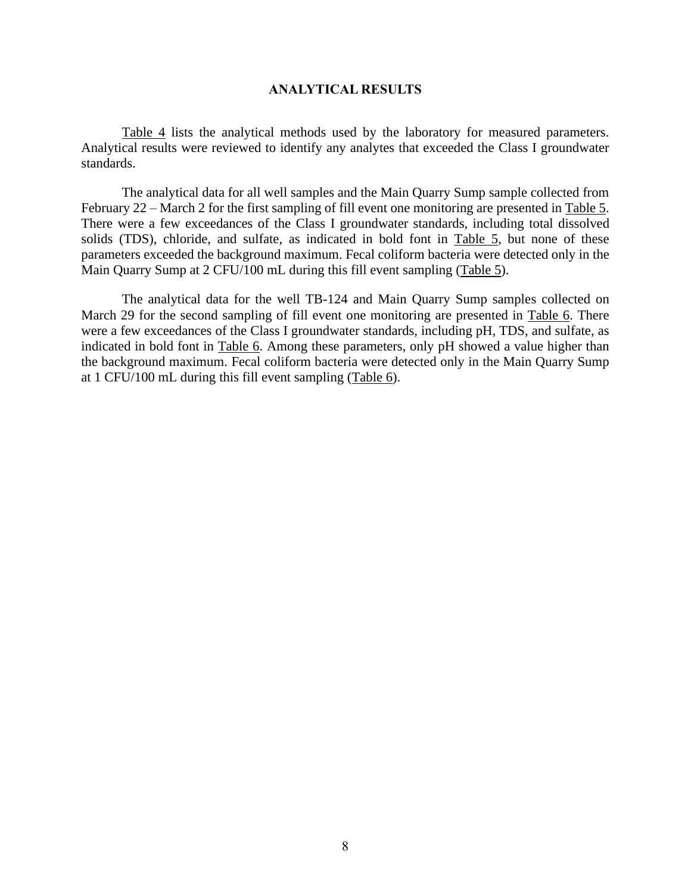## ANALYTICAL RESULTS

Table 4 lists the analytical methods used by the laboratory for measured parameters. Analytical results were reviewed to identify any analytes that exceeded the Class I groundwater standards.

The analytical data for all well samples and the Main Quarry Sump sample collected from February 22 – March 2 for the first sampling of fill event one monitoring are presented in Table 5. There were a few exceedances of the Class I groundwater standards, including total dissolved solids (TDS), chloride, and sulfate, as indicated in bold font in Table 5, but none of these parameters exceeded the background maximum. Fecal coliform bacteria were detected only in the Main Quarry Sump at 2 CFU/100 mL during this fill event sampling (Table 5).

The analytical data for the well TB-124 and Main Quarry Sump samples collected on March 29 for the second sampling of fill event one monitoring are presented in Table 6. There were a few exceedances of the Class I groundwater standards, including pH, TDS, and sulfate, as indicated in bold font in Table 6. Among these parameters, only pH showed a value higher than the background maximum. Fecal coliform bacteria were detected only in the Main Quarry Sump at 1 CFU/100 mL during this fill event sampling (Table 6).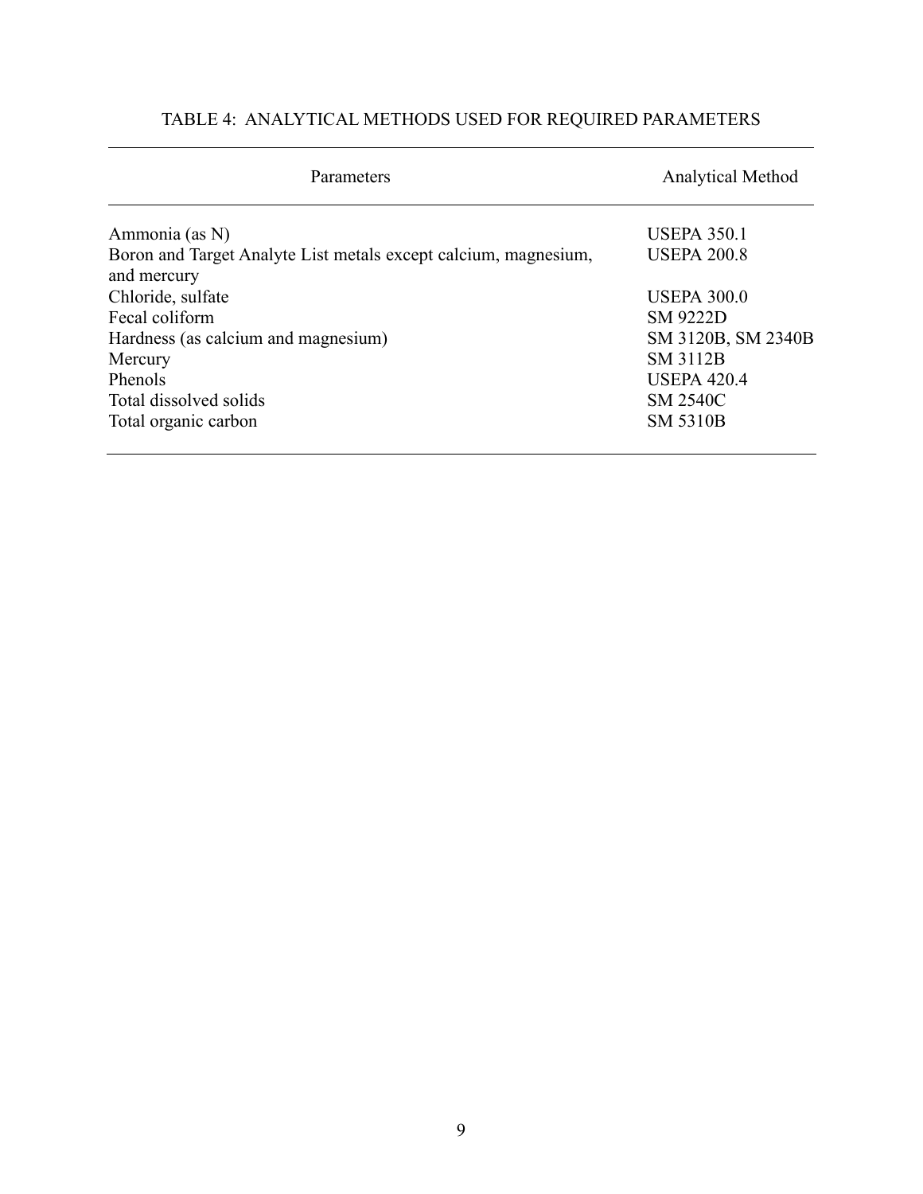TABLE 4: ANALYTICAL METHODS USED FOR REQUIRED PARAMETERS

| Parameters | Analytical Method |
| --- | --- |
| Ammonia (as N) | USEPA 350.1 |
| Boron and Target Analyte List metals except calcium, magnesium, and mercury | USEPA 200.8 |
| Chloride, sulfate | USEPA 300.0 |
| Fecal coliform | SM 9222D |
| Hardness (as calcium and magnesium) | SM 3120B, SM 2340B |
| Mercury | SM 3112B |
| Phenols | USEPA 420.4 |
| Total dissolved solids | SM 2540C |
| Total organic carbon | SM 5310B |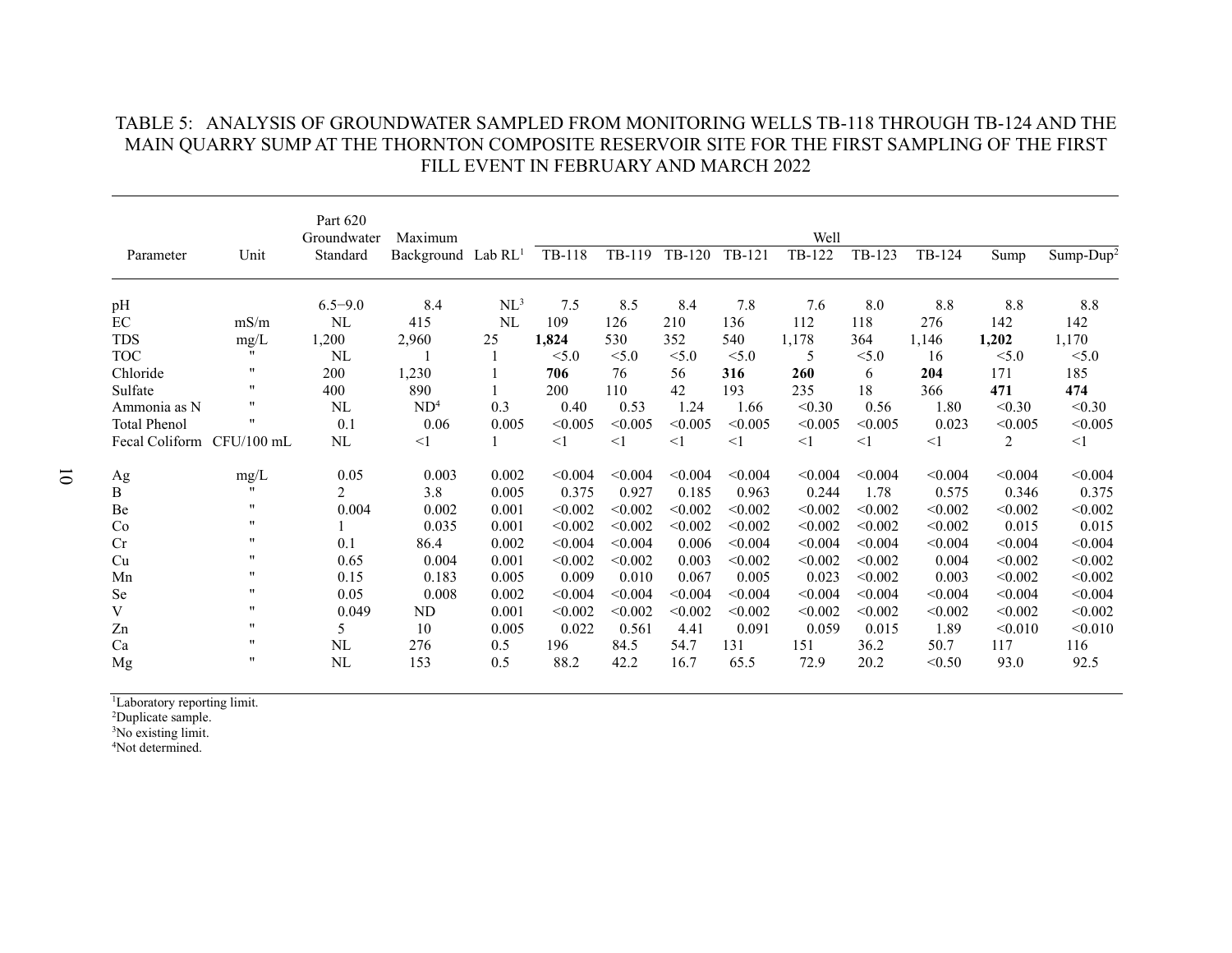TABLE 5: ANALYSIS OF GROUNDWATER SAMPLED FROM MONITORING WELLS TB-118 THROUGH TB-124 AND THE MAIN QUARRY SUMP AT THE THORNTON COMPOSITE RESERVOIR SITE FOR THE FIRST SAMPLING OF THE FIRST FILL EVENT IN FEBRUARY AND MARCH 2022

| Parameter | Unit | Part 620 Groundwater Standard | Maximum Background | Lab RL[1] | Well | | | | | | | | |
|---|---|---|---|---|---|---|---|---|---|---|---|---|---|
| | | | | | TB-118 | TB-119 | TB-120 | TB-121 | TB-122 | TB-123 | TB-124 | Sump | Sump-Dup[2] |
| pH | | 6.5−9.0 | 8.4 | NL[3] | 7.5 | 8.5 | 8.4 | 7.8 | 7.6 | 8.0 | 8.8 | 8.8 | 8.8 |
| EC | mS/m | NL | 415 | NL | 109 | 126 | 210 | 136 | 112 | 118 | 276 | 142 | 142 |
| TDS | mg/L | 1,200 | 2,960 | 25 | **1,824** | 530 | 352 | 540 | 1,178 | 364 | 1,146 | **1,202** | 1,170 |
| TOC | " | NL | 1 | 1 | <5.0 | <5.0 | <5.0 | <5.0 | 5 | <5.0 | 16 | <5.0 | <5.0 |
| Chloride | " | 200 | 1,230 | 1 | **706** | 76 | 56 | **316** | **260** | 6 | **204** | 171 | 185 |
| Sulfate | " | 400 | 890 | 1 | 200 | 110 | 42 | 193 | 235 | 18 | 366 | **471** | **474** |
| Ammonia as N | " | NL | ND[4] | 0.3 | 0.40 | 0.53 | 1.24 | 1.66 | <0.30 | 0.56 | 1.80 | <0.30 | <0.30 |
| Total Phenol | " | 0.1 | 0.06 | 0.005 | <0.005 | <0.005 | <0.005 | <0.005 | <0.005 | <0.005 | 0.023 | <0.005 | <0.005 |
| Fecal Coliform | CFU/100 mL | NL | <1 | 1 | <1 | <1 | <1 | <1 | <1 | <1 | <1 | 2 | <1 |
| Ag | mg/L | 0.05 | 0.003 | 0.002 | <0.004 | <0.004 | <0.004 | <0.004 | <0.004 | <0.004 | <0.004 | <0.004 | <0.004 |
| B | " | 2 | 3.8 | 0.005 | 0.375 | 0.927 | 0.185 | 0.963 | 0.244 | 1.78 | 0.575 | 0.346 | 0.375 |
| Be | " | 0.004 | 0.002 | 0.001 | <0.002 | <0.002 | <0.002 | <0.002 | <0.002 | <0.002 | <0.002 | <0.002 | <0.002 |
| Co | " | 1 | 0.035 | 0.001 | <0.002 | <0.002 | <0.002 | <0.002 | <0.002 | <0.002 | <0.002 | 0.015 | 0.015 |
| Cr | " | 0.1 | 86.4 | 0.002 | <0.004 | <0.004 | 0.006 | <0.004 | <0.004 | <0.004 | <0.004 | <0.004 | <0.004 |
| Cu | " | 0.65 | 0.004 | 0.001 | <0.002 | <0.002 | 0.003 | <0.002 | <0.002 | <0.002 | 0.004 | <0.002 | <0.002 |
| Mn | " | 0.15 | 0.183 | 0.005 | 0.009 | 0.010 | 0.067 | 0.005 | 0.023 | <0.002 | 0.003 | <0.002 | <0.002 |
| Se | " | 0.05 | 0.008 | 0.002 | <0.004 | <0.004 | <0.004 | <0.004 | <0.004 | <0.004 | <0.004 | <0.004 | <0.004 |
| V | " | 0.049 | ND | 0.001 | <0.002 | <0.002 | <0.002 | <0.002 | <0.002 | <0.002 | <0.002 | <0.002 | <0.002 |
| Zn | " | 5 | 10 | 0.005 | 0.022 | 0.561 | 4.41 | 0.091 | 0.059 | 0.015 | 1.89 | <0.010 | <0.010 |
| Ca | " | NL | 276 | 0.5 | 196 | 84.5 | 54.7 | 131 | 151 | 36.2 | 50.7 | 117 | 116 |
| Mg | " | NL | 153 | 0.5 | 88.2 | 42.2 | 16.7 | 65.5 | 72.9 | 20.2 | <0.50 | 93.0 | 92.5 |

[1]Laboratory reporting limit.
[2]Duplicate sample.
[3]No existing limit.
[4]Not determined.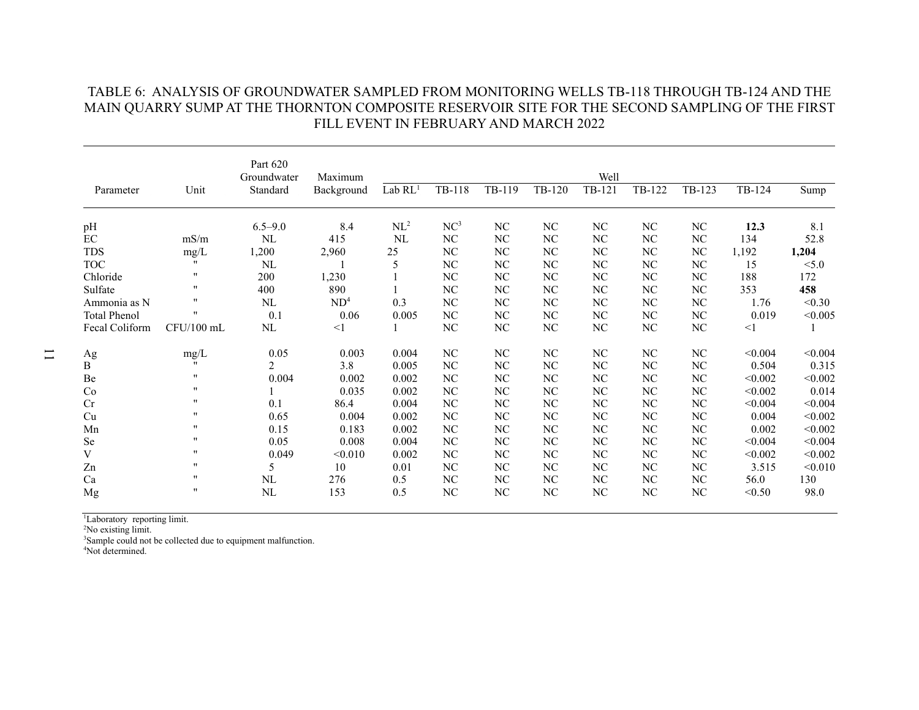TABLE 6: ANALYSIS OF GROUNDWATER SAMPLED FROM MONITORING WELLS TB-118 THROUGH TB-124 AND THE MAIN QUARRY SUMP AT THE THORNTON COMPOSITE RESERVOIR SITE FOR THE SECOND SAMPLING OF THE FIRST FILL EVENT IN FEBRUARY AND MARCH 2022

| Parameter | Unit | Part 620 Groundwater Standard | Maximum Background | Well | | | | | | | | |
|---|---|---|---|---|---|---|---|---|---|---|---|---|
| | | | | Lab RL[1] | TB-118 | TB-119 | TB-120 | TB-121 | TB-122 | TB-123 | TB-124 | Sump |
| pH | | 6.5–9.0 | 8.4 | NL[2] | NC[3] | NC | NC | NC | NC | NC | **12.3** | 8.1 |
| EC | mS/m | NL | 415 | NL | NC | NC | NC | NC | NC | NC | 134 | 52.8 |
| TDS | mg/L | 1,200 | 2,960 | 25 | NC | NC | NC | NC | NC | NC | 1,192 | **1,204** |
| TOC | " | NL | 1 | 5 | NC | NC | NC | NC | NC | NC | 15 | <5.0 |
| Chloride | " | 200 | 1,230 | 1 | NC | NC | NC | NC | NC | NC | 188 | 172 |
| Sulfate | " | 400 | 890 | 1 | NC | NC | NC | NC | NC | NC | 353 | **458** |
| Ammonia as N | " | NL | ND[4] | 0.3 | NC | NC | NC | NC | NC | NC | 1.76 | <0.30 |
| Total Phenol | " | 0.1 | 0.06 | 0.005 | NC | NC | NC | NC | NC | NC | 0.019 | <0.005 |
| Fecal Coliform | CFU/100 mL | NL | <1 | 1 | NC | NC | NC | NC | NC | NC | <1 | 1 |
| Ag | mg/L | 0.05 | 0.003 | 0.004 | NC | NC | NC | NC | NC | NC | <0.004 | <0.004 |
| B | " | 2 | 3.8 | 0.005 | NC | NC | NC | NC | NC | NC | 0.504 | 0.315 |
| Be | " | 0.004 | 0.002 | 0.002 | NC | NC | NC | NC | NC | NC | <0.002 | <0.002 |
| Co | " | 1 | 0.035 | 0.002 | NC | NC | NC | NC | NC | NC | <0.002 | 0.014 |
| Cr | " | 0.1 | 86.4 | 0.004 | NC | NC | NC | NC | NC | NC | <0.004 | <0.004 |
| Cu | " | 0.65 | 0.004 | 0.002 | NC | NC | NC | NC | NC | NC | 0.004 | <0.002 |
| Mn | " | 0.15 | 0.183 | 0.002 | NC | NC | NC | NC | NC | NC | 0.002 | <0.002 |
| Se | " | 0.05 | 0.008 | 0.004 | NC | NC | NC | NC | NC | NC | <0.004 | <0.004 |
| V | " | 0.049 | <0.010 | 0.002 | NC | NC | NC | NC | NC | NC | <0.002 | <0.002 |
| Zn | " | 5 | 10 | 0.01 | NC | NC | NC | NC | NC | NC | 3.515 | <0.010 |
| Ca | " | NL | 276 | 0.5 | NC | NC | NC | NC | NC | NC | 56.0 | 130 |
| Mg | " | NL | 153 | 0.5 | NC | NC | NC | NC | NC | NC | <0.50 | 98.0 |

[1]Laboratory reporting limit.
[2]No existing limit.
[3]Sample could not be collected due to equipment malfunction.
[4]Not determined.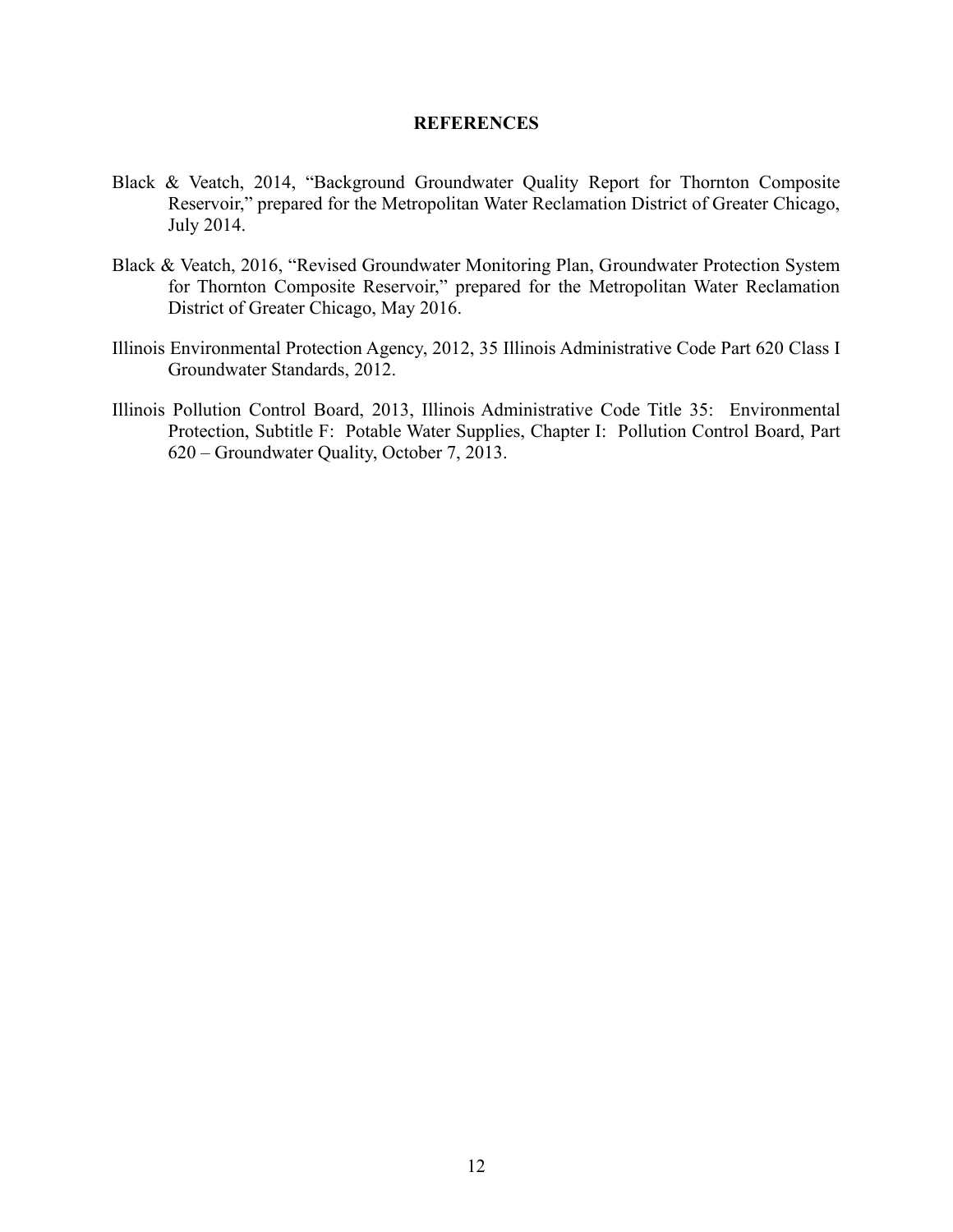## REFERENCES

Black & Veatch, 2014, "Background Groundwater Quality Report for Thornton Composite Reservoir," prepared for the Metropolitan Water Reclamation District of Greater Chicago, July 2014.

Black & Veatch, 2016, "Revised Groundwater Monitoring Plan, Groundwater Protection System for Thornton Composite Reservoir," prepared for the Metropolitan Water Reclamation District of Greater Chicago, May 2016.

Illinois Environmental Protection Agency, 2012, 35 Illinois Administrative Code Part 620 Class I Groundwater Standards, 2012.

Illinois Pollution Control Board, 2013, Illinois Administrative Code Title 35: Environmental Protection, Subtitle F: Potable Water Supplies, Chapter I: Pollution Control Board, Part 620 – Groundwater Quality, October 7, 2013.